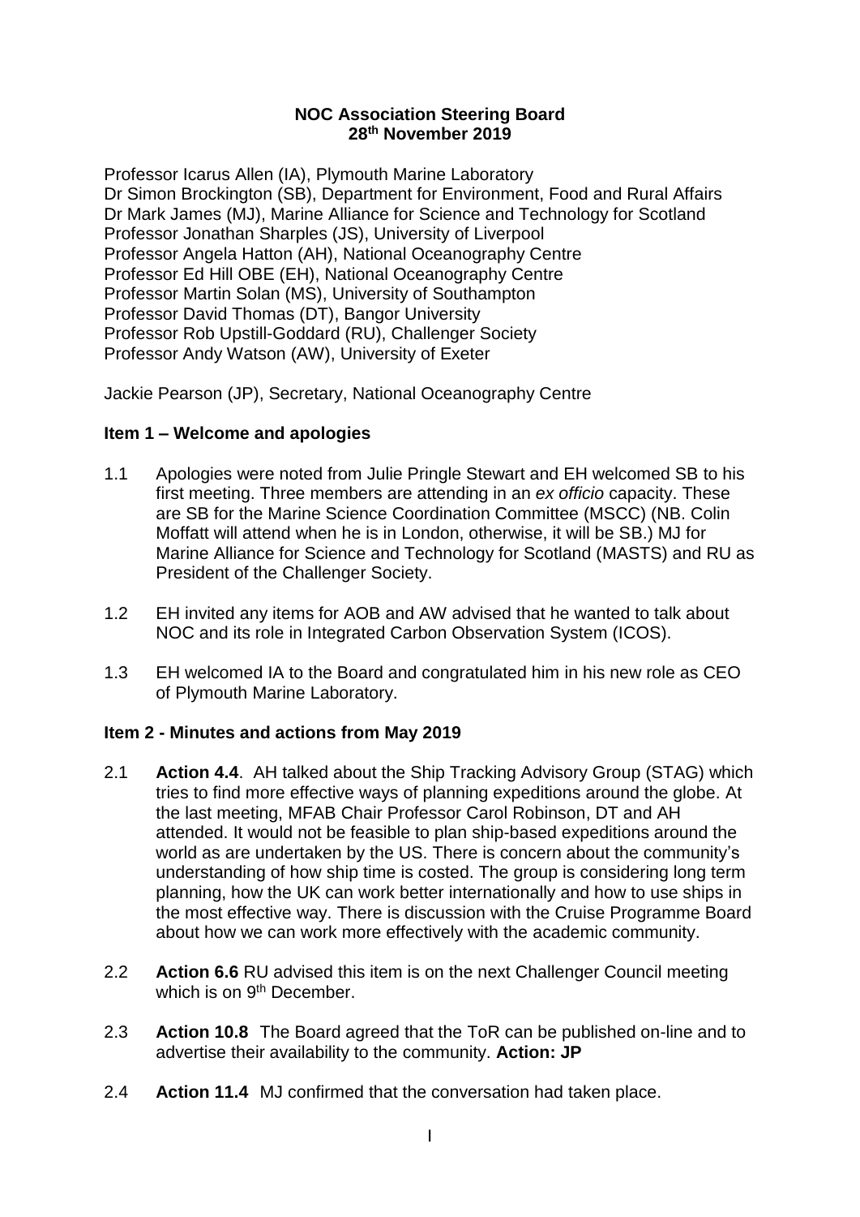**NOC Association Steering Board**
**28th November 2019**

Professor Icarus Allen (IA), Plymouth Marine Laboratory
Dr Simon Brockington (SB), Department for Environment, Food and Rural Affairs
Dr Mark James (MJ), Marine Alliance for Science and Technology for Scotland
Professor Jonathan Sharples (JS), University of Liverpool
Professor Angela Hatton (AH), National Oceanography Centre
Professor Ed Hill OBE (EH), National Oceanography Centre
Professor Martin Solan (MS), University of Southampton
Professor David Thomas (DT), Bangor University
Professor Rob Upstill-Goddard (RU), Challenger Society
Professor Andy Watson (AW), University of Exeter

Jackie Pearson (JP), Secretary, National Oceanography Centre

## Item 1 – Welcome and apologies

1.1 Apologies were noted from Julie Pringle Stewart and EH welcomed SB to his first meeting. Three members are attending in an *ex officio* capacity. These are SB for the Marine Science Coordination Committee (MSCC) (NB. Colin Moffatt will attend when he is in London, otherwise, it will be SB.) MJ for Marine Alliance for Science and Technology for Scotland (MASTS) and RU as President of the Challenger Society.

1.2 EH invited any items for AOB and AW advised that he wanted to talk about NOC and its role in Integrated Carbon Observation System (ICOS).

1.3 EH welcomed IA to the Board and congratulated him in his new role as CEO of Plymouth Marine Laboratory.

## Item 2 - Minutes and actions from May 2019

2.1 **Action 4.4**. AH talked about the Ship Tracking Advisory Group (STAG) which tries to find more effective ways of planning expeditions around the globe. At the last meeting, MFAB Chair Professor Carol Robinson, DT and AH attended. It would not be feasible to plan ship-based expeditions around the world as are undertaken by the US. There is concern about the community's understanding of how ship time is costed. The group is considering long term planning, how the UK can work better internationally and how to use ships in the most effective way. There is discussion with the Cruise Programme Board about how we can work more effectively with the academic community.

2.2 **Action 6.6** RU advised this item is on the next Challenger Council meeting which is on 9th December.

2.3 **Action 10.8** The Board agreed that the ToR can be published on-line and to advertise their availability to the community. **Action: JP**

2.4 **Action 11.4** MJ confirmed that the conversation had taken place.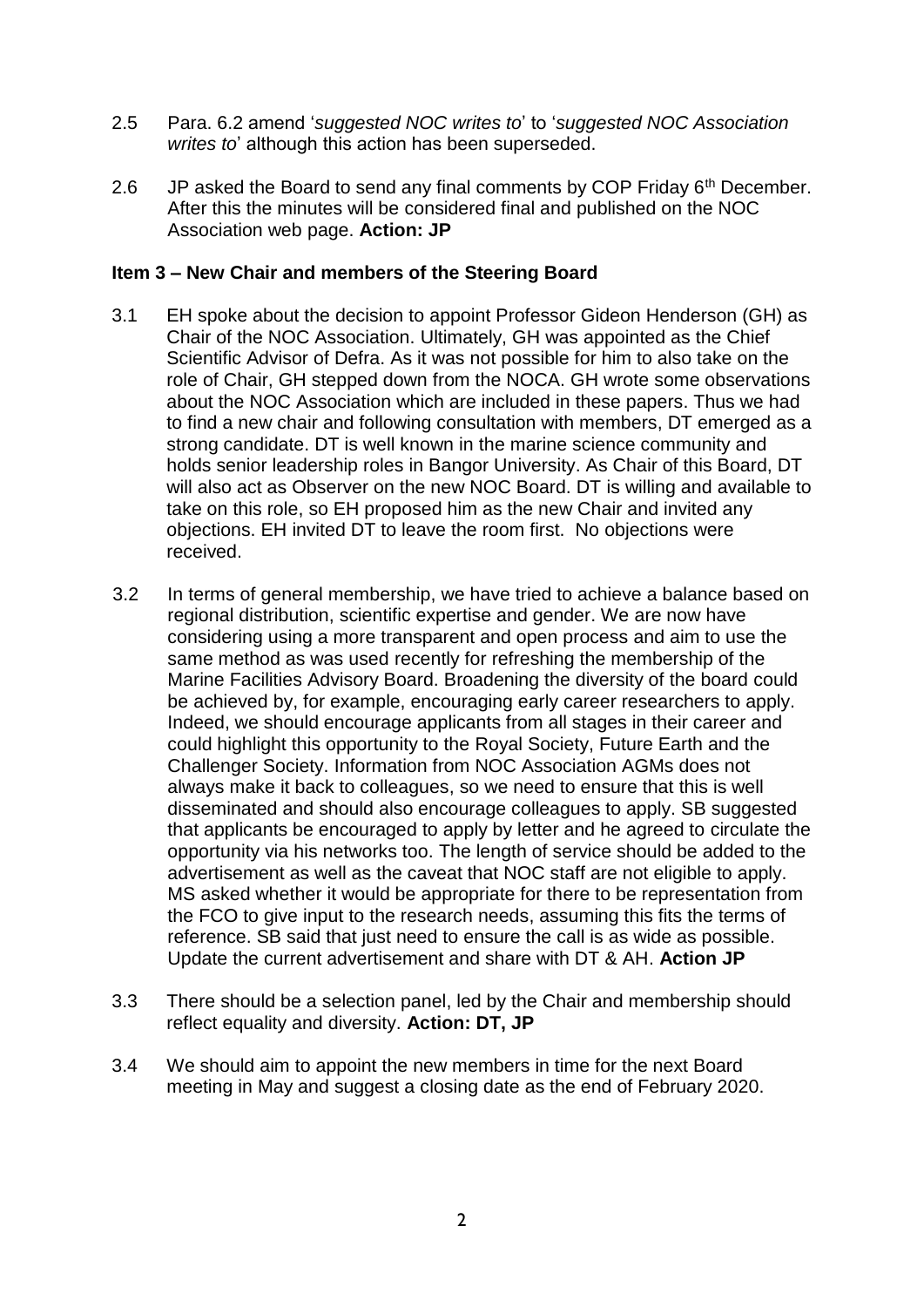2.5 Para. 6.2 amend '*suggested NOC writes to*' to '*suggested NOC Association writes to*' although this action has been superseded.

2.6 JP asked the Board to send any final comments by COP Friday 6th December. After this the minutes will be considered final and published on the NOC Association web page. **Action: JP**

**Item 3 – New Chair and members of the Steering Board**

3.1 EH spoke about the decision to appoint Professor Gideon Henderson (GH) as Chair of the NOC Association. Ultimately, GH was appointed as the Chief Scientific Advisor of Defra. As it was not possible for him to also take on the role of Chair, GH stepped down from the NOCA. GH wrote some observations about the NOC Association which are included in these papers. Thus we had to find a new chair and following consultation with members, DT emerged as a strong candidate. DT is well known in the marine science community and holds senior leadership roles in Bangor University. As Chair of this Board, DT will also act as Observer on the new NOC Board. DT is willing and available to take on this role, so EH proposed him as the new Chair and invited any objections. EH invited DT to leave the room first. No objections were received.

3.2 In terms of general membership, we have tried to achieve a balance based on regional distribution, scientific expertise and gender. We are now have considering using a more transparent and open process and aim to use the same method as was used recently for refreshing the membership of the Marine Facilities Advisory Board. Broadening the diversity of the board could be achieved by, for example, encouraging early career researchers to apply. Indeed, we should encourage applicants from all stages in their career and could highlight this opportunity to the Royal Society, Future Earth and the Challenger Society. Information from NOC Association AGMs does not always make it back to colleagues, so we need to ensure that this is well disseminated and should also encourage colleagues to apply. SB suggested that applicants be encouraged to apply by letter and he agreed to circulate the opportunity via his networks too. The length of service should be added to the advertisement as well as the caveat that NOC staff are not eligible to apply. MS asked whether it would be appropriate for there to be representation from the FCO to give input to the research needs, assuming this fits the terms of reference. SB said that just need to ensure the call is as wide as possible. Update the current advertisement and share with DT & AH. **Action JP**

3.3 There should be a selection panel, led by the Chair and membership should reflect equality and diversity. **Action: DT, JP**

3.4 We should aim to appoint the new members in time for the next Board meeting in May and suggest a closing date as the end of February 2020.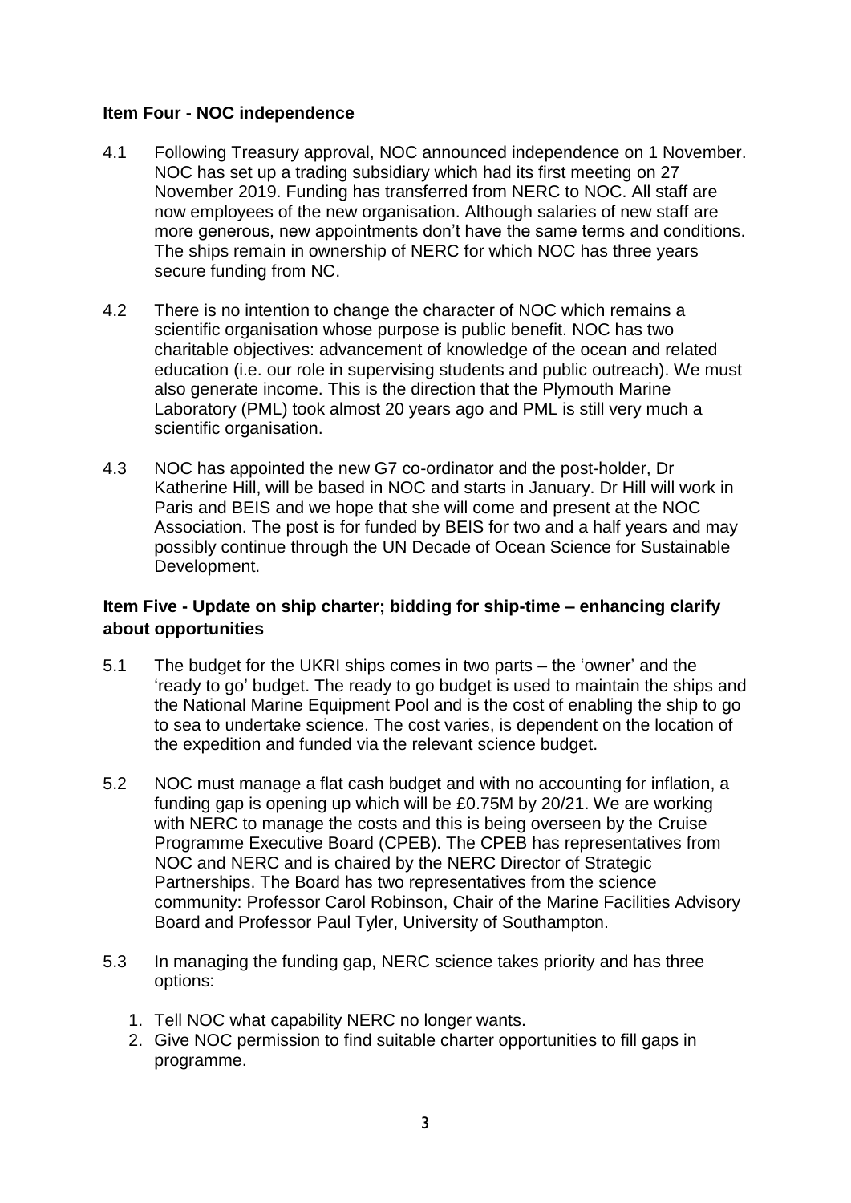**Item Four - NOC independence**

4.1 Following Treasury approval, NOC announced independence on 1 November. NOC has set up a trading subsidiary which had its first meeting on 27 November 2019. Funding has transferred from NERC to NOC. All staff are now employees of the new organisation. Although salaries of new staff are more generous, new appointments don't have the same terms and conditions. The ships remain in ownership of NERC for which NOC has three years secure funding from NC.

4.2 There is no intention to change the character of NOC which remains a scientific organisation whose purpose is public benefit. NOC has two charitable objectives: advancement of knowledge of the ocean and related education (i.e. our role in supervising students and public outreach). We must also generate income. This is the direction that the Plymouth Marine Laboratory (PML) took almost 20 years ago and PML is still very much a scientific organisation.

4.3 NOC has appointed the new G7 co-ordinator and the post-holder, Dr Katherine Hill, will be based in NOC and starts in January. Dr Hill will work in Paris and BEIS and we hope that she will come and present at the NOC Association. The post is for funded by BEIS for two and a half years and may possibly continue through the UN Decade of Ocean Science for Sustainable Development.

**Item Five - Update on ship charter; bidding for ship-time – enhancing clarify about opportunities**

5.1 The budget for the UKRI ships comes in two parts – the 'owner' and the 'ready to go' budget. The ready to go budget is used to maintain the ships and the National Marine Equipment Pool and is the cost of enabling the ship to go to sea to undertake science. The cost varies, is dependent on the location of the expedition and funded via the relevant science budget.

5.2 NOC must manage a flat cash budget and with no accounting for inflation, a funding gap is opening up which will be £0.75M by 20/21. We are working with NERC to manage the costs and this is being overseen by the Cruise Programme Executive Board (CPEB). The CPEB has representatives from NOC and NERC and is chaired by the NERC Director of Strategic Partnerships. The Board has two representatives from the science community: Professor Carol Robinson, Chair of the Marine Facilities Advisory Board and Professor Paul Tyler, University of Southampton.

5.3 In managing the funding gap, NERC science takes priority and has three options:

1. Tell NOC what capability NERC no longer wants.
2. Give NOC permission to find suitable charter opportunities to fill gaps in programme.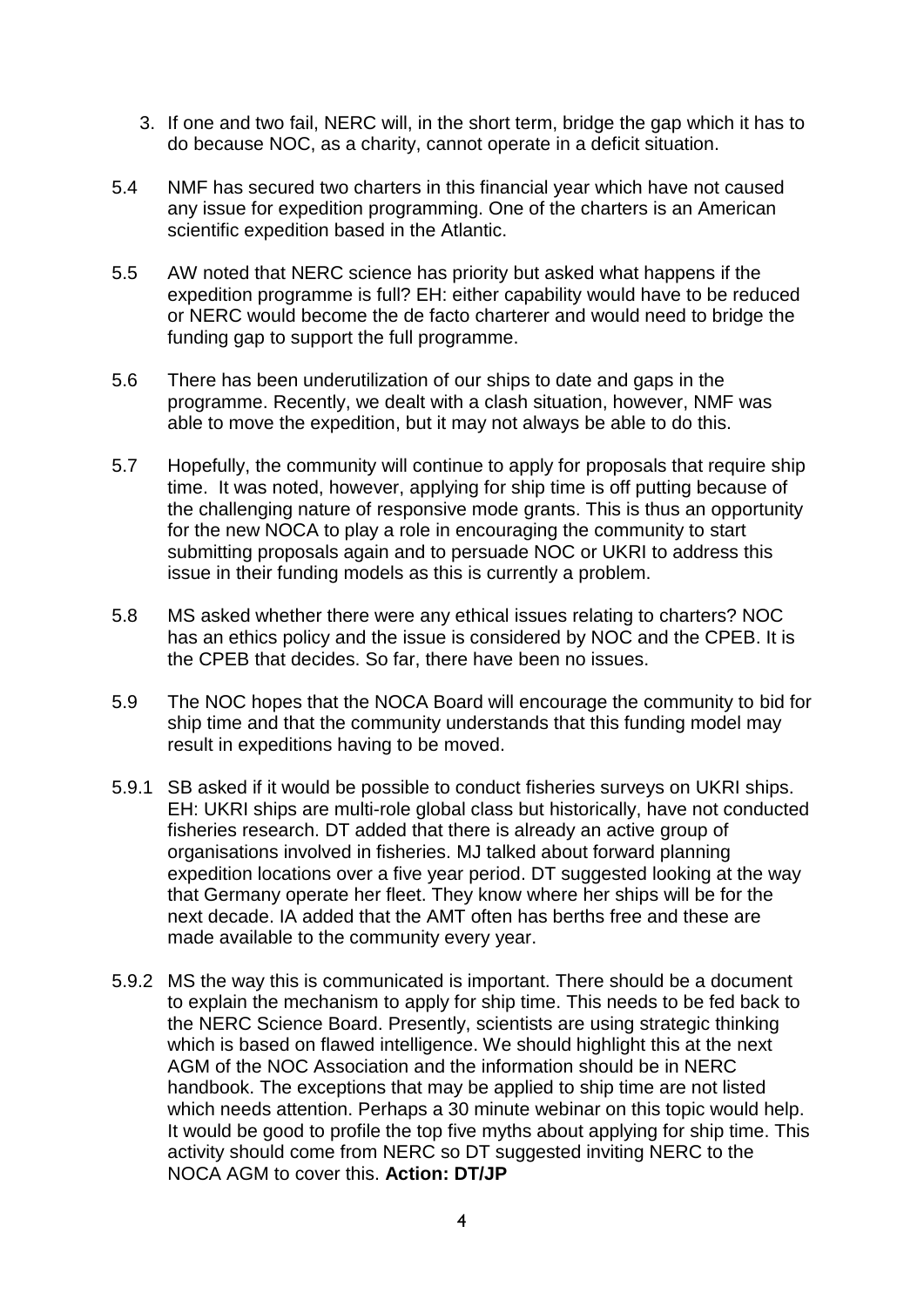3. If one and two fail, NERC will, in the short term, bridge the gap which it has to do because NOC, as a charity, cannot operate in a deficit situation.

5.4 NMF has secured two charters in this financial year which have not caused any issue for expedition programming. One of the charters is an American scientific expedition based in the Atlantic.

5.5 AW noted that NERC science has priority but asked what happens if the expedition programme is full? EH: either capability would have to be reduced or NERC would become the de facto charterer and would need to bridge the funding gap to support the full programme.

5.6 There has been underutilization of our ships to date and gaps in the programme. Recently, we dealt with a clash situation, however, NMF was able to move the expedition, but it may not always be able to do this.

5.7 Hopefully, the community will continue to apply for proposals that require ship time. It was noted, however, applying for ship time is off putting because of the challenging nature of responsive mode grants. This is thus an opportunity for the new NOCA to play a role in encouraging the community to start submitting proposals again and to persuade NOC or UKRI to address this issue in their funding models as this is currently a problem.

5.8 MS asked whether there were any ethical issues relating to charters? NOC has an ethics policy and the issue is considered by NOC and the CPEB. It is the CPEB that decides. So far, there have been no issues.

5.9 The NOC hopes that the NOCA Board will encourage the community to bid for ship time and that the community understands that this funding model may result in expeditions having to be moved.

5.9.1 SB asked if it would be possible to conduct fisheries surveys on UKRI ships. EH: UKRI ships are multi-role global class but historically, have not conducted fisheries research. DT added that there is already an active group of organisations involved in fisheries. MJ talked about forward planning expedition locations over a five year period. DT suggested looking at the way that Germany operate her fleet. They know where her ships will be for the next decade. IA added that the AMT often has berths free and these are made available to the community every year.

5.9.2 MS the way this is communicated is important. There should be a document to explain the mechanism to apply for ship time. This needs to be fed back to the NERC Science Board. Presently, scientists are using strategic thinking which is based on flawed intelligence. We should highlight this at the next AGM of the NOC Association and the information should be in NERC handbook. The exceptions that may be applied to ship time are not listed which needs attention. Perhaps a 30 minute webinar on this topic would help. It would be good to profile the top five myths about applying for ship time. This activity should come from NERC so DT suggested inviting NERC to the NOCA AGM to cover this. **Action: DT/JP**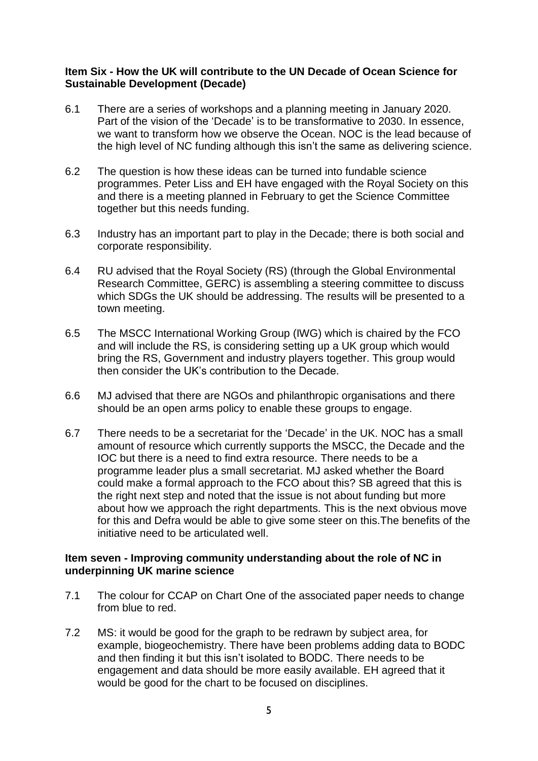**Item Six - How the UK will contribute to the UN Decade of Ocean Science for Sustainable Development (Decade)**

6.1 There are a series of workshops and a planning meeting in January 2020. Part of the vision of the 'Decade' is to be transformative to 2030. In essence, we want to transform how we observe the Ocean. NOC is the lead because of the high level of NC funding although this isn't the same as delivering science.

6.2 The question is how these ideas can be turned into fundable science programmes. Peter Liss and EH have engaged with the Royal Society on this and there is a meeting planned in February to get the Science Committee together but this needs funding.

6.3 Industry has an important part to play in the Decade; there is both social and corporate responsibility.

6.4 RU advised that the Royal Society (RS) (through the Global Environmental Research Committee, GERC) is assembling a steering committee to discuss which SDGs the UK should be addressing. The results will be presented to a town meeting.

6.5 The MSCC International Working Group (IWG) which is chaired by the FCO and will include the RS, is considering setting up a UK group which would bring the RS, Government and industry players together. This group would then consider the UK's contribution to the Decade.

6.6 MJ advised that there are NGOs and philanthropic organisations and there should be an open arms policy to enable these groups to engage.

6.7 There needs to be a secretariat for the 'Decade' in the UK. NOC has a small amount of resource which currently supports the MSCC, the Decade and the IOC but there is a need to find extra resource. There needs to be a programme leader plus a small secretariat. MJ asked whether the Board could make a formal approach to the FCO about this? SB agreed that this is the right next step and noted that the issue is not about funding but more about how we approach the right departments. This is the next obvious move for this and Defra would be able to give some steer on this.The benefits of the initiative need to be articulated well.

**Item seven - Improving community understanding about the role of NC in underpinning UK marine science**

7.1 The colour for CCAP on Chart One of the associated paper needs to change from blue to red.

7.2 MS: it would be good for the graph to be redrawn by subject area, for example, biogeochemistry. There have been problems adding data to BODC and then finding it but this isn't isolated to BODC. There needs to be engagement and data should be more easily available. EH agreed that it would be good for the chart to be focused on disciplines.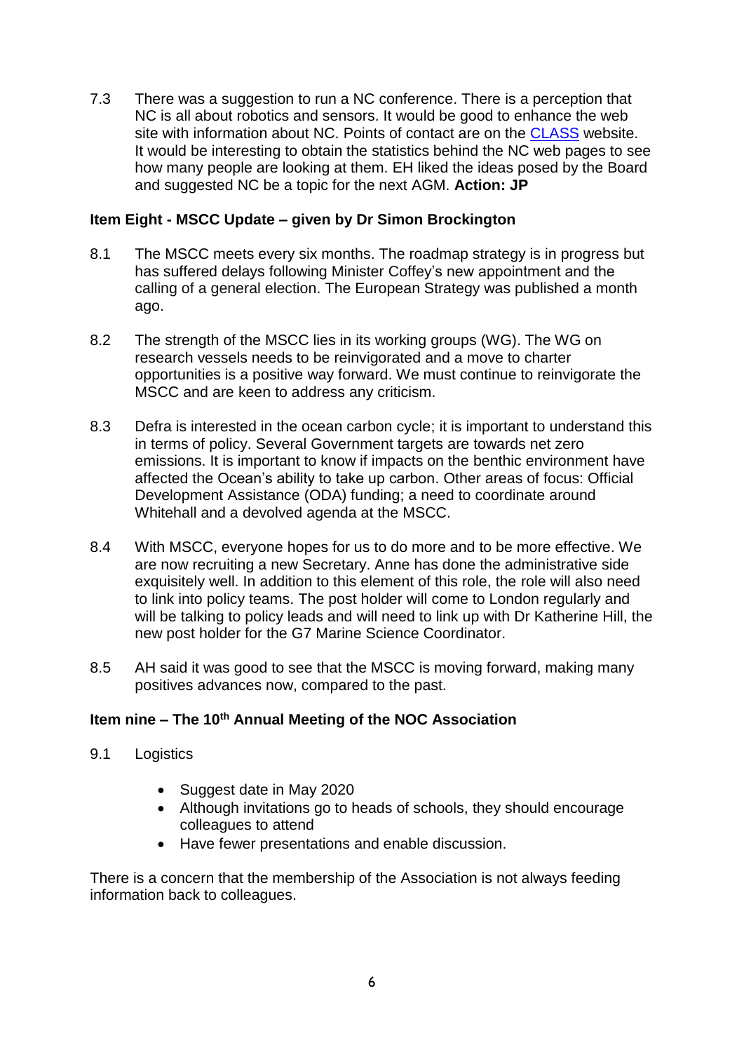7.3 There was a suggestion to run a NC conference. There is a perception that NC is all about robotics and sensors. It would be good to enhance the web site with information about NC. Points of contact are on the CLASS website. It would be interesting to obtain the statistics behind the NC web pages to see how many people are looking at them. EH liked the ideas posed by the Board and suggested NC be a topic for the next AGM. **Action: JP**

### Item Eight - MSCC Update – given by Dr Simon Brockington

8.1 The MSCC meets every six months. The roadmap strategy is in progress but has suffered delays following Minister Coffey's new appointment and the calling of a general election. The European Strategy was published a month ago.

8.2 The strength of the MSCC lies in its working groups (WG). The WG on research vessels needs to be reinvigorated and a move to charter opportunities is a positive way forward. We must continue to reinvigorate the MSCC and are keen to address any criticism.

8.3 Defra is interested in the ocean carbon cycle; it is important to understand this in terms of policy. Several Government targets are towards net zero emissions. It is important to know if impacts on the benthic environment have affected the Ocean's ability to take up carbon. Other areas of focus: Official Development Assistance (ODA) funding; a need to coordinate around Whitehall and a devolved agenda at the MSCC.

8.4 With MSCC, everyone hopes for us to do more and to be more effective. We are now recruiting a new Secretary. Anne has done the administrative side exquisitely well. In addition to this element of this role, the role will also need to link into policy teams. The post holder will come to London regularly and will be talking to policy leads and will need to link up with Dr Katherine Hill, the new post holder for the G7 Marine Science Coordinator.

8.5 AH said it was good to see that the MSCC is moving forward, making many positives advances now, compared to the past.

### Item nine – The 10th Annual Meeting of the NOC Association

9.1 Logistics

- Suggest date in May 2020
- Although invitations go to heads of schools, they should encourage colleagues to attend
- Have fewer presentations and enable discussion.

There is a concern that the membership of the Association is not always feeding information back to colleagues.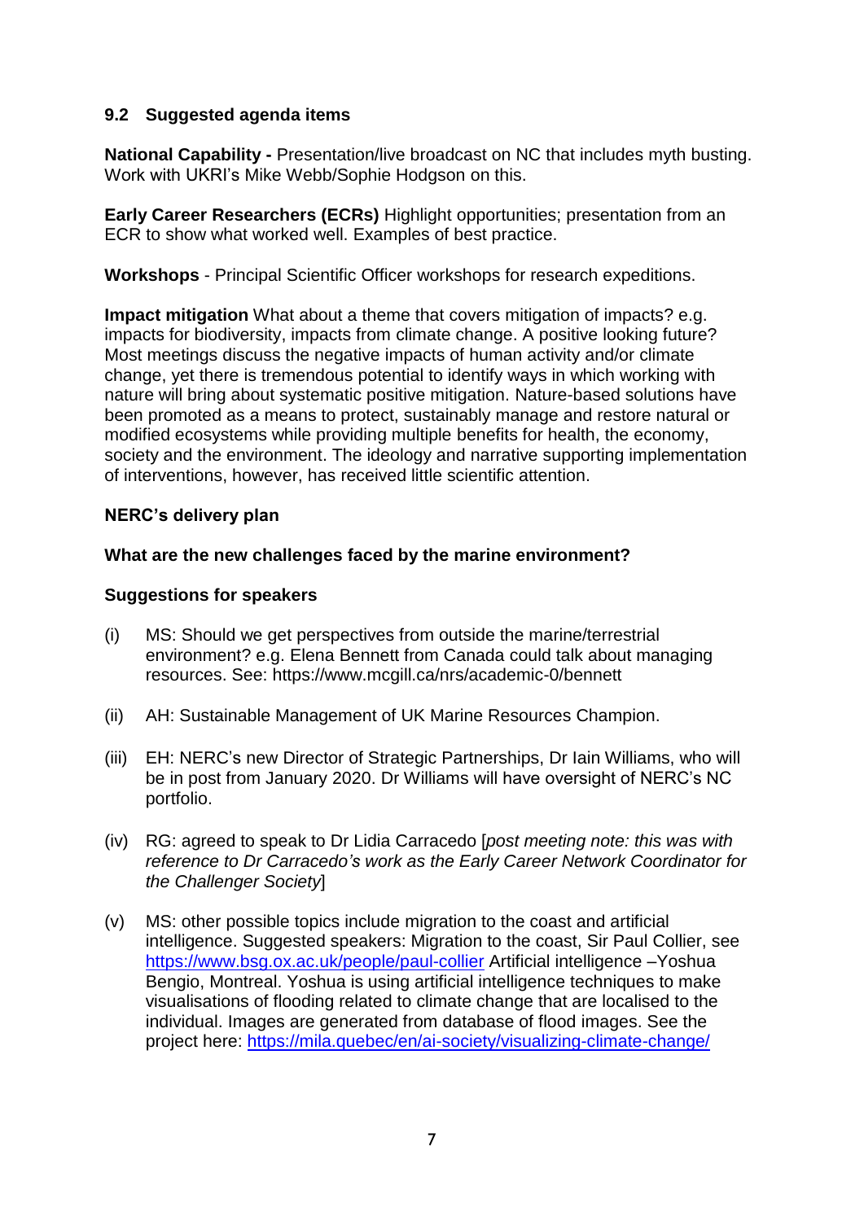## 9.2 Suggested agenda items

**National Capability -** Presentation/live broadcast on NC that includes myth busting. Work with UKRI's Mike Webb/Sophie Hodgson on this.

**Early Career Researchers (ECRs)** Highlight opportunities; presentation from an ECR to show what worked well. Examples of best practice.

**Workshops** - Principal Scientific Officer workshops for research expeditions.

**Impact mitigation** What about a theme that covers mitigation of impacts? e.g. impacts for biodiversity, impacts from climate change. A positive looking future? Most meetings discuss the negative impacts of human activity and/or climate change, yet there is tremendous potential to identify ways in which working with nature will bring about systematic positive mitigation. Nature-based solutions have been promoted as a means to protect, sustainably manage and restore natural or modified ecosystems while providing multiple benefits for health, the economy, society and the environment. The ideology and narrative supporting implementation of interventions, however, has received little scientific attention.

**NERC's delivery plan**

**What are the new challenges faced by the marine environment?**

**Suggestions for speakers**

(i) MS: Should we get perspectives from outside the marine/terrestrial environment? e.g. Elena Bennett from Canada could talk about managing resources. See: https://www.mcgill.ca/nrs/academic-0/bennett

(ii) AH: Sustainable Management of UK Marine Resources Champion.

(iii) EH: NERC's new Director of Strategic Partnerships, Dr Iain Williams, who will be in post from January 2020. Dr Williams will have oversight of NERC's NC portfolio.

(iv) RG: agreed to speak to Dr Lidia Carracedo [*post meeting note: this was with reference to Dr Carracedo's work as the Early Career Network Coordinator for the Challenger Society*]

(v) MS: other possible topics include migration to the coast and artificial intelligence. Suggested speakers: Migration to the coast, Sir Paul Collier, see https://www.bsg.ox.ac.uk/people/paul-collier Artificial intelligence –Yoshua Bengio, Montreal. Yoshua is using artificial intelligence techniques to make visualisations of flooding related to climate change that are localised to the individual. Images are generated from database of flood images. See the project here: https://mila.quebec/en/ai-society/visualizing-climate-change/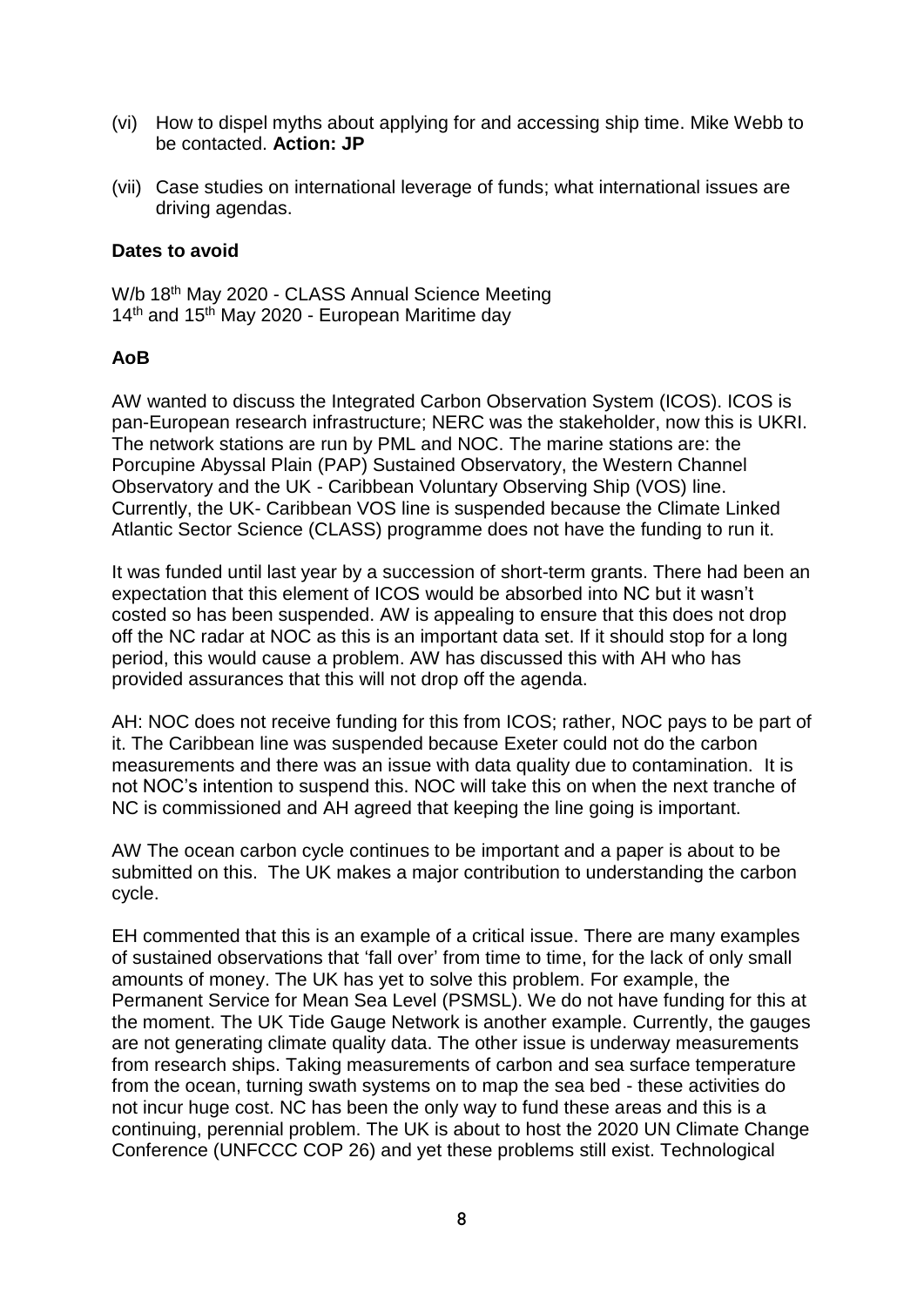(vi) How to dispel myths about applying for and accessing ship time. Mike Webb to be contacted. **Action: JP**

(vii) Case studies on international leverage of funds; what international issues are driving agendas.

**Dates to avoid**

W/b 18th May 2020 - CLASS Annual Science Meeting
14th and 15th May 2020 - European Maritime day

**AoB**

AW wanted to discuss the Integrated Carbon Observation System (ICOS). ICOS is pan-European research infrastructure; NERC was the stakeholder, now this is UKRI. The network stations are run by PML and NOC. The marine stations are: the Porcupine Abyssal Plain (PAP) Sustained Observatory, the Western Channel Observatory and the UK - Caribbean Voluntary Observing Ship (VOS) line. Currently, the UK- Caribbean VOS line is suspended because the Climate Linked Atlantic Sector Science (CLASS) programme does not have the funding to run it.

It was funded until last year by a succession of short-term grants. There had been an expectation that this element of ICOS would be absorbed into NC but it wasn't costed so has been suspended. AW is appealing to ensure that this does not drop off the NC radar at NOC as this is an important data set. If it should stop for a long period, this would cause a problem. AW has discussed this with AH who has provided assurances that this will not drop off the agenda.

AH: NOC does not receive funding for this from ICOS; rather, NOC pays to be part of it. The Caribbean line was suspended because Exeter could not do the carbon measurements and there was an issue with data quality due to contamination. It is not NOC's intention to suspend this. NOC will take this on when the next tranche of NC is commissioned and AH agreed that keeping the line going is important.

AW The ocean carbon cycle continues to be important and a paper is about to be submitted on this. The UK makes a major contribution to understanding the carbon cycle.

EH commented that this is an example of a critical issue. There are many examples of sustained observations that 'fall over' from time to time, for the lack of only small amounts of money. The UK has yet to solve this problem. For example, the Permanent Service for Mean Sea Level (PSMSL). We do not have funding for this at the moment. The UK Tide Gauge Network is another example. Currently, the gauges are not generating climate quality data. The other issue is underway measurements from research ships. Taking measurements of carbon and sea surface temperature from the ocean, turning swath systems on to map the sea bed - these activities do not incur huge cost. NC has been the only way to fund these areas and this is a continuing, perennial problem. The UK is about to host the 2020 UN Climate Change Conference (UNFCCC COP 26) and yet these problems still exist. Technological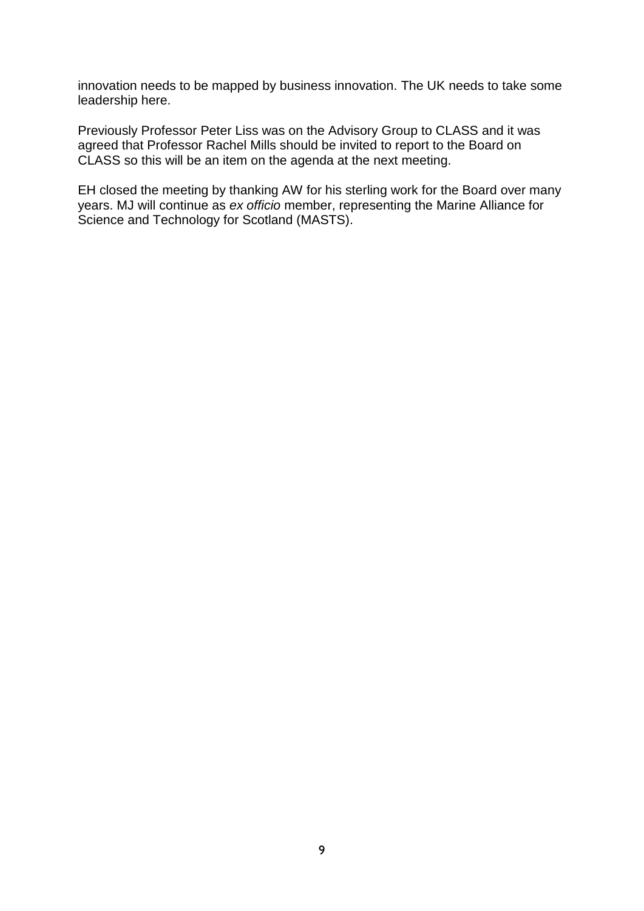innovation needs to be mapped by business innovation. The UK needs to take some leadership here.

Previously Professor Peter Liss was on the Advisory Group to CLASS and it was agreed that Professor Rachel Mills should be invited to report to the Board on CLASS so this will be an item on the agenda at the next meeting.

EH closed the meeting by thanking AW for his sterling work for the Board over many years. MJ will continue as *ex officio* member, representing the Marine Alliance for Science and Technology for Scotland (MASTS).